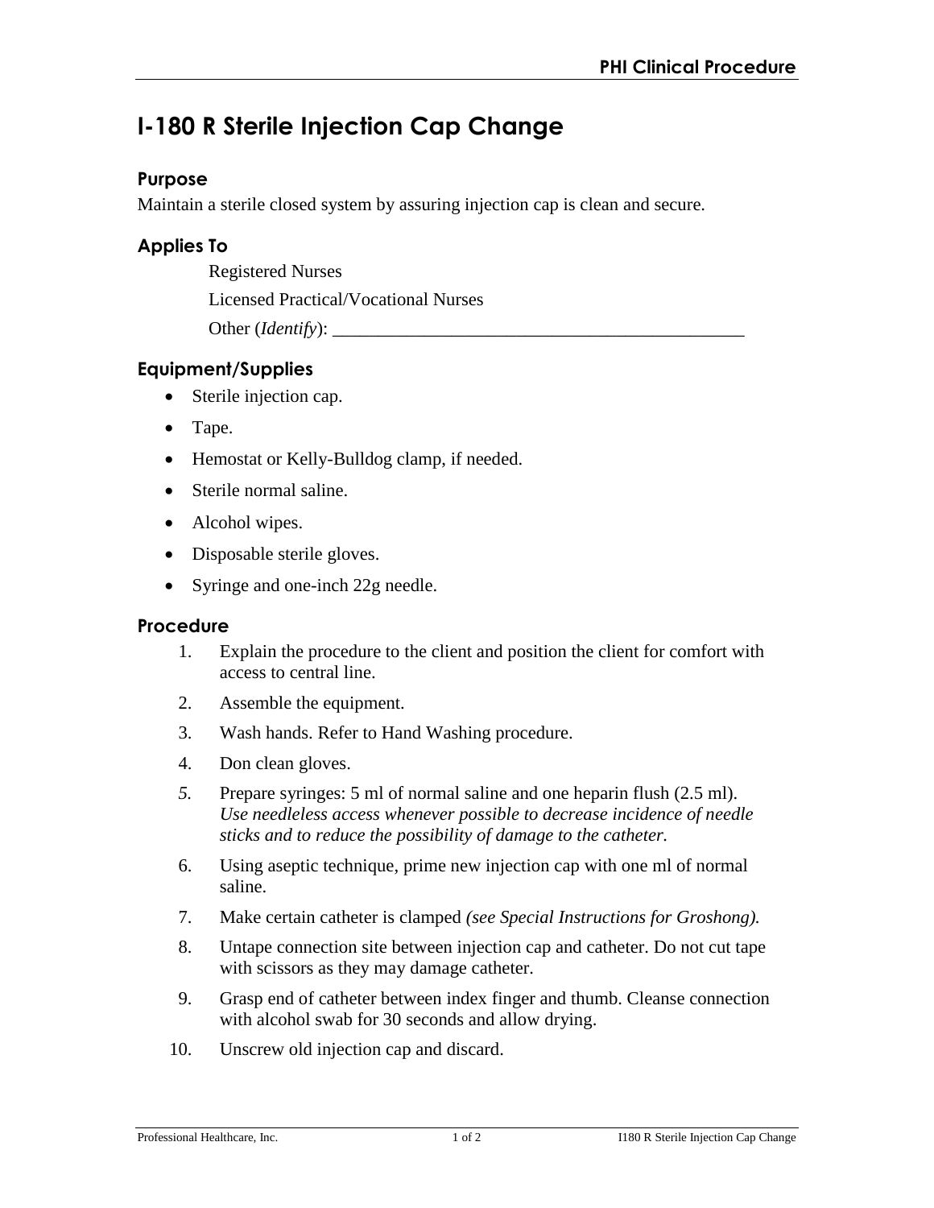# I-180 R Sterile Injection Cap Change

## Purpose

Maintain a sterile closed system by assuring injection cap is clean and secure.

## Applies To

Registered Nurses

Licensed Practical/Vocational Nurses

Other (*Identify*): _______________________________________________

## Equipment/Supplies

- Sterile injection cap.
- Tape.
- Hemostat or Kelly-Bulldog clamp, if needed.
- Sterile normal saline.
- Alcohol wipes.
- Disposable sterile gloves.
- Syringe and one-inch 22g needle.

## Procedure

1. Explain the procedure to the client and position the client for comfort with access to central line.
2. Assemble the equipment.
3. Wash hands. Refer to Hand Washing procedure.
4. Don clean gloves.
5. Prepare syringes: 5 ml of normal saline and one heparin flush (2.5 ml). *Use needleless access whenever possible to decrease incidence of needle sticks and to reduce the possibility of damage to the catheter.*
6. Using aseptic technique, prime new injection cap with one ml of normal saline.
7. Make certain catheter is clamped *(see Special Instructions for Groshong).*
8. Untape connection site between injection cap and catheter. Do not cut tape with scissors as they may damage catheter.
9. Grasp end of catheter between index finger and thumb. Cleanse connection with alcohol swab for 30 seconds and allow drying.
10. Unscrew old injection cap and discard.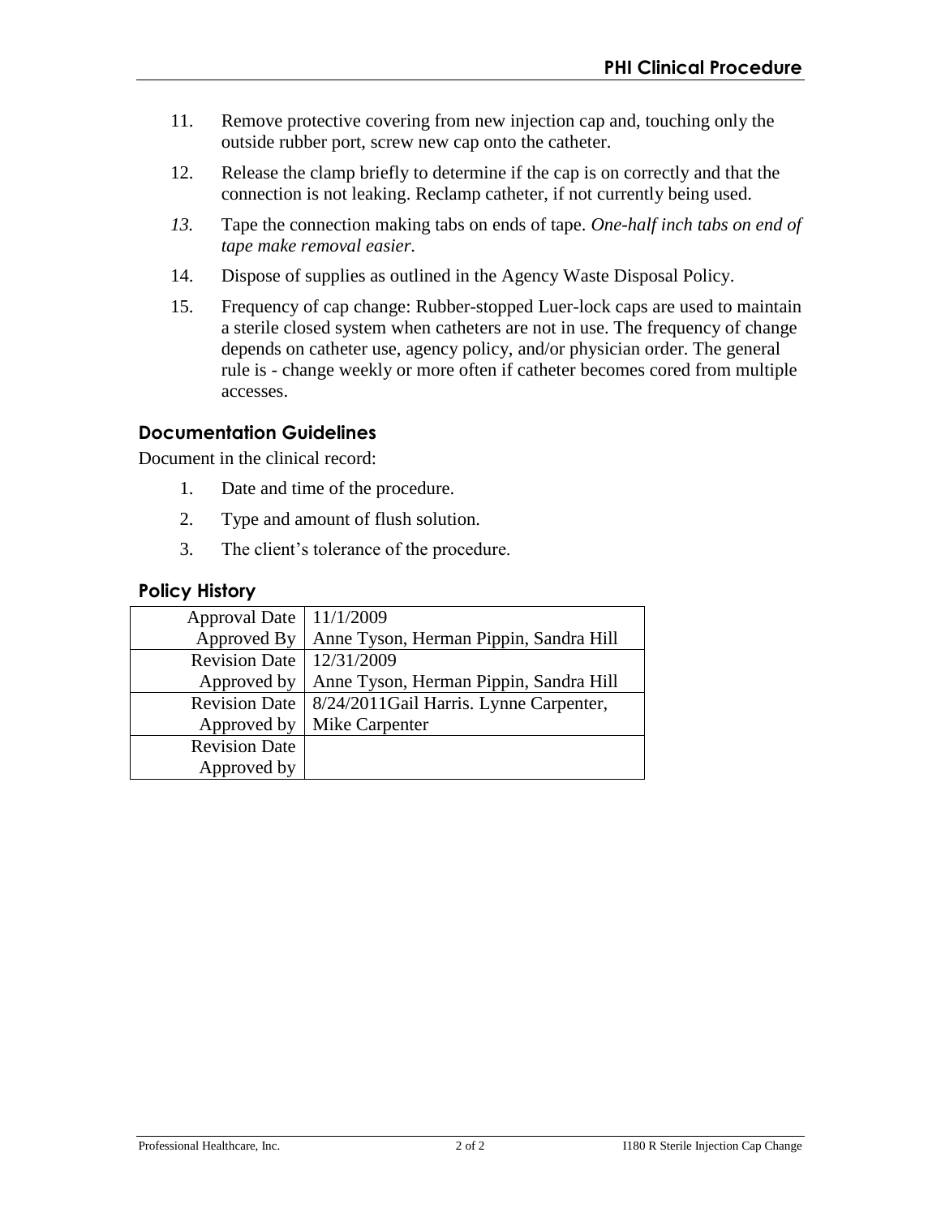11. Remove protective covering from new injection cap and, touching only the outside rubber port, screw new cap onto the catheter.

12. Release the clamp briefly to determine if the cap is on correctly and that the connection is not leaking. Reclamp catheter, if not currently being used.

13. Tape the connection making tabs on ends of tape. *One-half inch tabs on end of tape make removal easier.*

14. Dispose of supplies as outlined in the Agency Waste Disposal Policy.

15. Frequency of cap change: Rubber-stopped Luer-lock caps are used to maintain a sterile closed system when catheters are not in use. The frequency of change depends on catheter use, agency policy, and/or physician order. The general rule is - change weekly or more often if catheter becomes cored from multiple accesses.

## Documentation Guidelines

Document in the clinical record:

1. Date and time of the procedure.
2. Type and amount of flush solution.
3. The client's tolerance of the procedure.

## Policy History

| | |
|---|---|
| Approval Date<br>Approved By | 11/1/2009<br>Anne Tyson, Herman Pippin, Sandra Hill |
| Revision Date<br>Approved by | 12/31/2009<br>Anne Tyson, Herman Pippin, Sandra Hill |
| Revision Date<br>Approved by | 8/24/2011Gail Harris. Lynne Carpenter, Mike Carpenter |
| Revision Date<br>Approved by | |